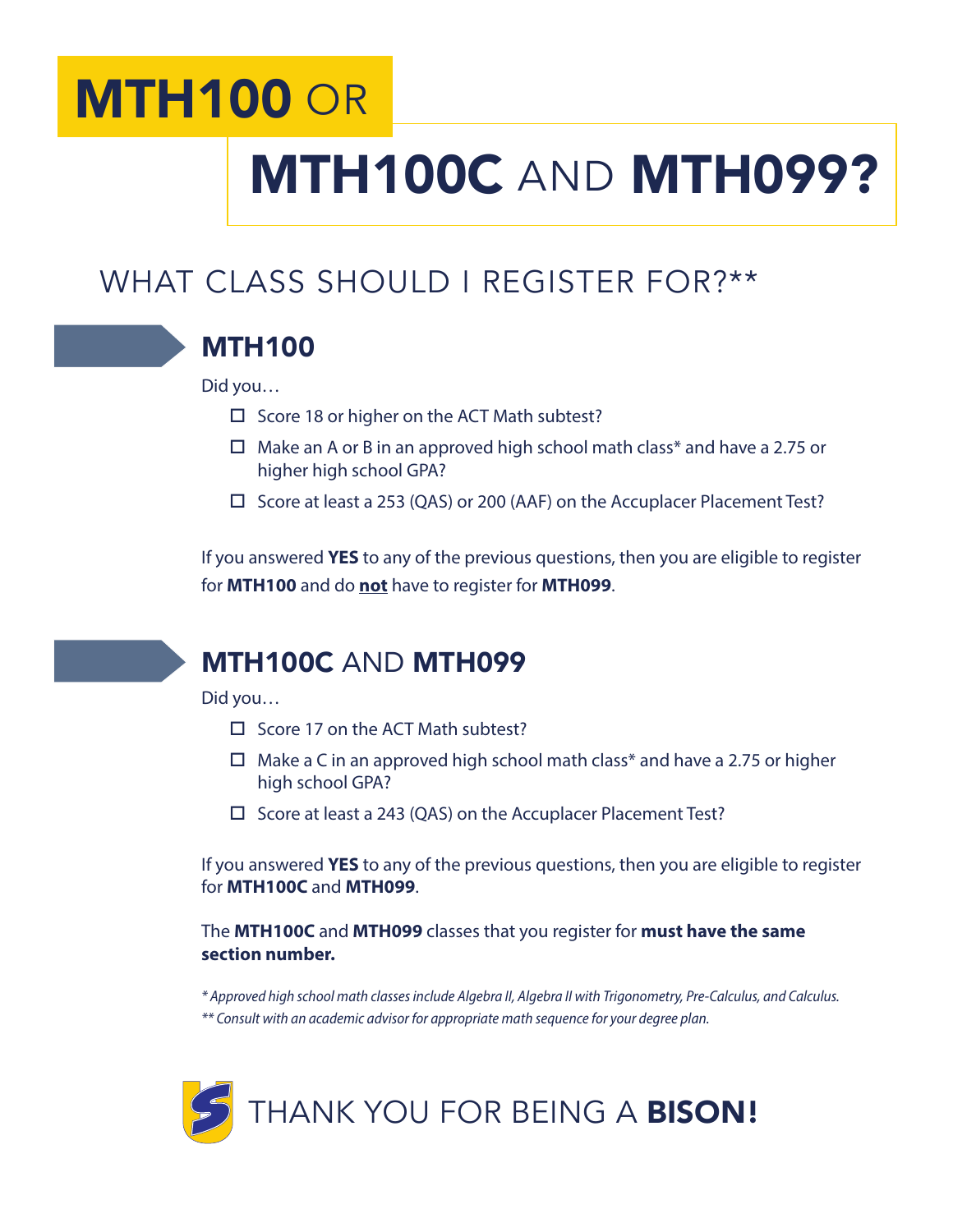# MTH100 OR MTH100C AND MTH099?

## WHAT CLASS SHOULD I REGISTER FOR?**

### MTH100

Did you…

- ☐ Score 18 or higher on the ACT Math subtest?
- ☐ Make an A or B in an approved high school math class* and have a 2.75 or higher high school GPA?
- ☐ Score at least a 253 (QAS) or 200 (AAF) on the Accuplacer Placement Test?

If you answered **YES** to any of the previous questions, then you are eligible to register for **MTH100** and do **not** have to register for **MTH099**.

### MTH100C AND MTH099

Did you…

- ☐ Score 17 on the ACT Math subtest?
- ☐ Make a C in an approved high school math class* and have a 2.75 or higher high school GPA?
- ☐ Score at least a 243 (QAS) on the Accuplacer Placement Test?

If you answered **YES** to any of the previous questions, then you are eligible to register for **MTH100C** and **MTH099**.

The **MTH100C** and **MTH099** classes that you register for **must have the same section number.**

*\* Approved high school math classes include Algebra II, Algebra II with Trigonometry, Pre-Calculus, and Calculus.*

*\*\* Consult with an academic advisor for appropriate math sequence for your degree plan.*

THANK YOU FOR BEING A **BISON!**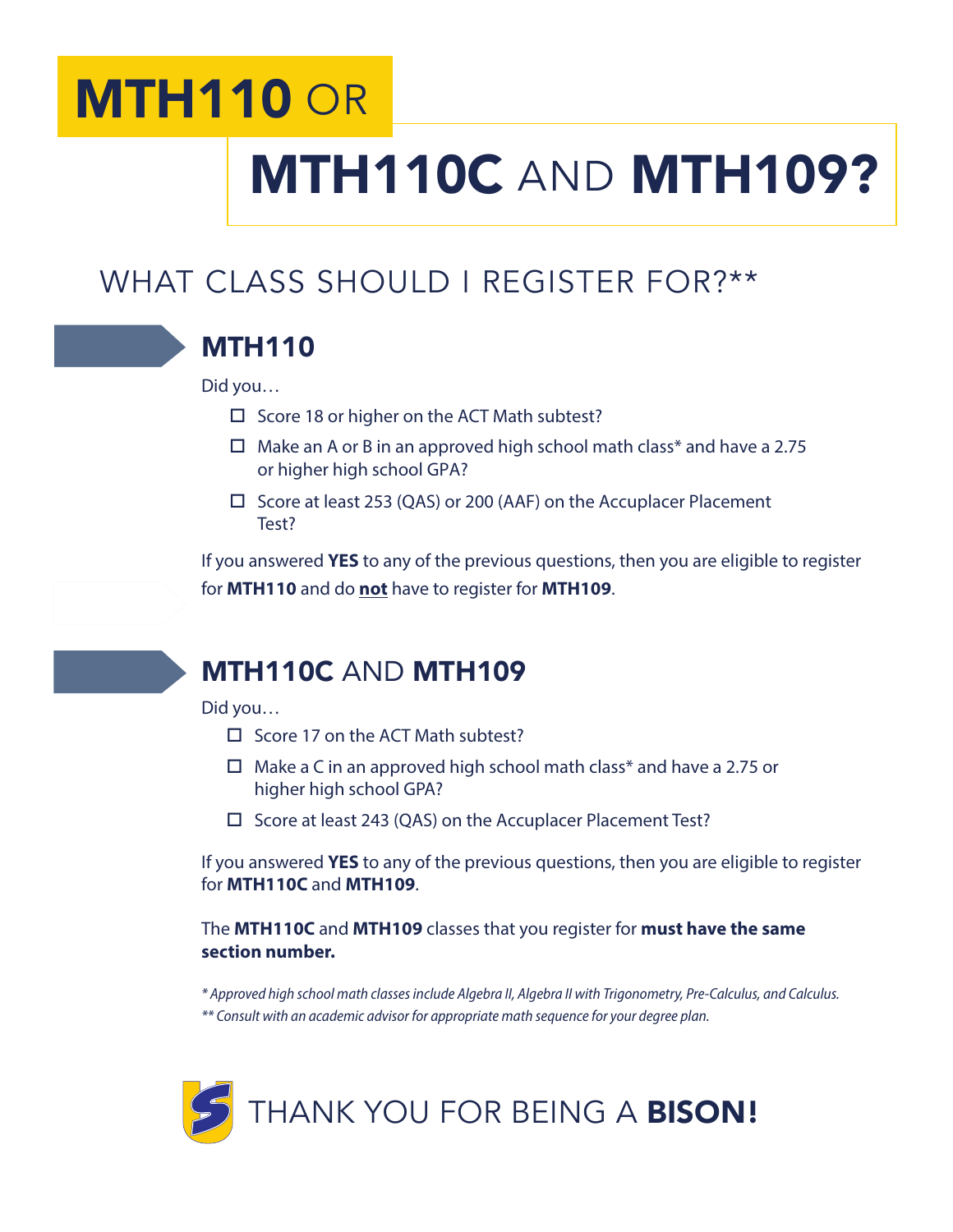# MTH110 OR MTH110C AND MTH109?

## WHAT CLASS SHOULD I REGISTER FOR?**

### MTH110

Did you…

- ☐ Score 18 or higher on the ACT Math subtest?
- ☐ Make an A or B in an approved high school math class* and have a 2.75 or higher high school GPA?
- ☐ Score at least 253 (QAS) or 200 (AAF) on the Accuplacer Placement Test?

If you answered **YES** to any of the previous questions, then you are eligible to register for **MTH110** and do **not** have to register for **MTH109**.

### MTH110C AND MTH109

Did you…

- ☐ Score 17 on the ACT Math subtest?
- ☐ Make a C in an approved high school math class* and have a 2.75 or higher high school GPA?
- ☐ Score at least 243 (QAS) on the Accuplacer Placement Test?

If you answered **YES** to any of the previous questions, then you are eligible to register for **MTH110C** and **MTH109**.

The **MTH110C** and **MTH109** classes that you register for **must have the same section number.**

*\* Approved high school math classes include Algebra II, Algebra II with Trigonometry, Pre-Calculus, and Calculus.*

*\*\* Consult with an academic advisor for appropriate math sequence for your degree plan.*

THANK YOU FOR BEING A **BISON!**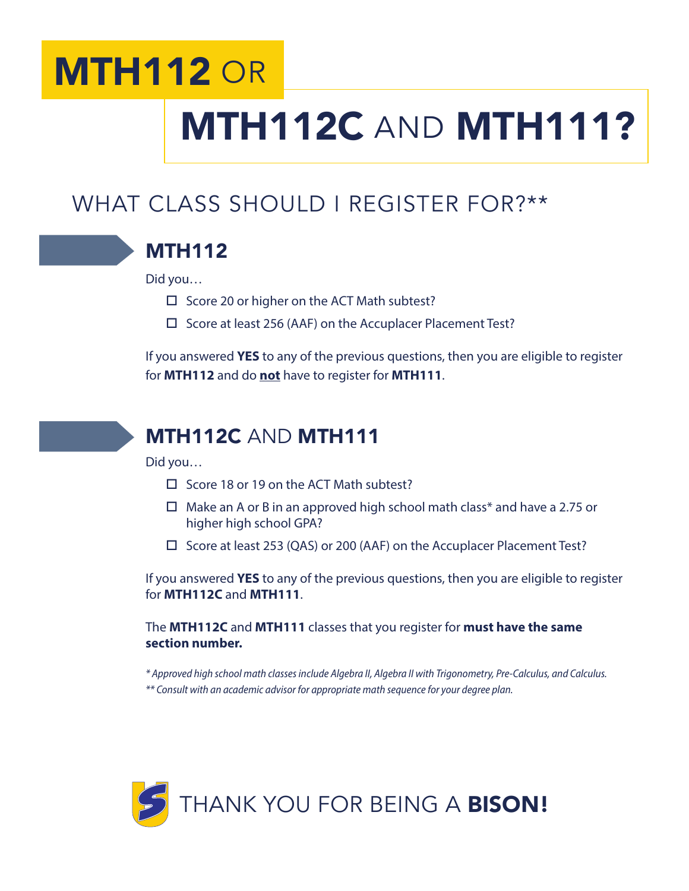# MTH112 OR

# MTH112C AND MTH111?

## WHAT CLASS SHOULD I REGISTER FOR?**

### MTH112

Did you…

- ☐ Score 20 or higher on the ACT Math subtest?
- ☐ Score at least 256 (AAF) on the Accuplacer Placement Test?

If you answered **YES** to any of the previous questions, then you are eligible to register for **MTH112** and do **<u>not</u>** have to register for **MTH111**.

### MTH112C AND MTH111

Did you…

- ☐ Score 18 or 19 on the ACT Math subtest?
- ☐ Make an A or B in an approved high school math class* and have a 2.75 or higher high school GPA?
- ☐ Score at least 253 (QAS) or 200 (AAF) on the Accuplacer Placement Test?

If you answered **YES** to any of the previous questions, then you are eligible to register for **MTH112C** and **MTH111**.

The **MTH112C** and **MTH111** classes that you register for **must have the same section number.**

*\* Approved high school math classes include Algebra II, Algebra II with Trigonometry, Pre-Calculus, and Calculus.*

*\*\* Consult with an academic advisor for appropriate math sequence for your degree plan.*

THANK YOU FOR BEING A **BISON!**